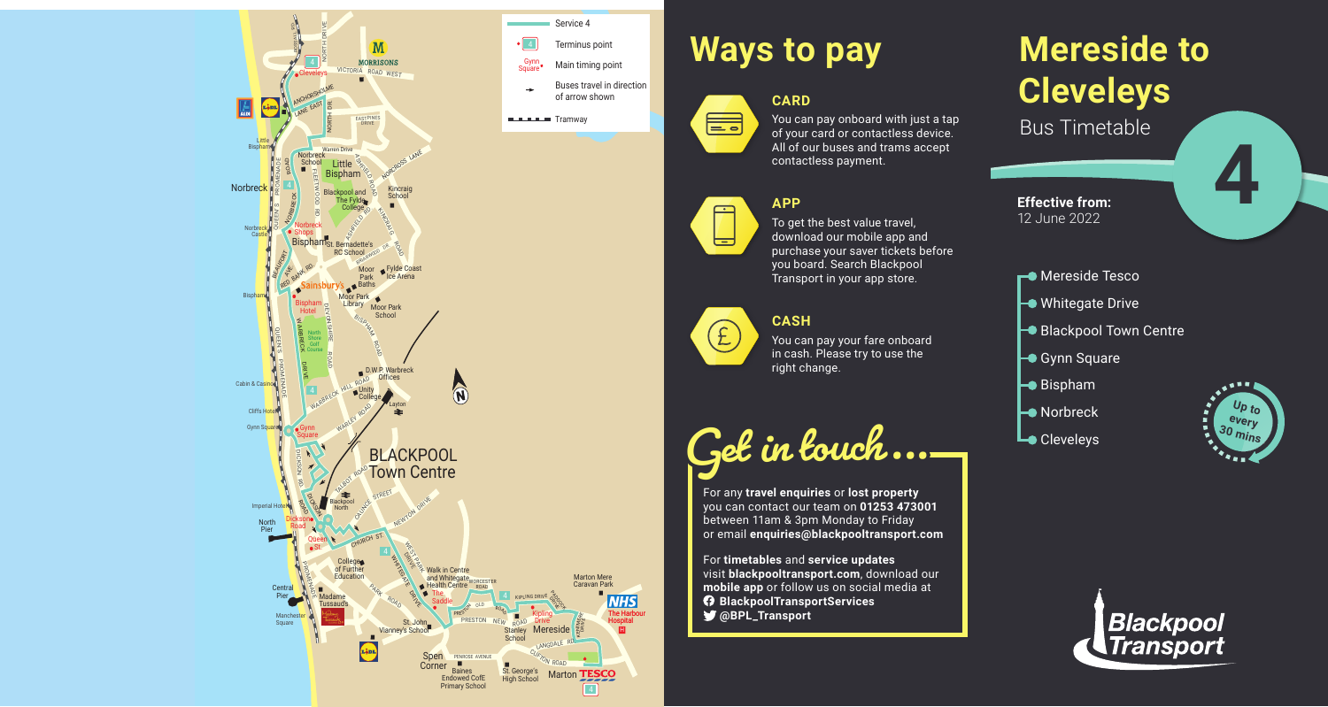## Ways to pay

### CARD

You can pay onboard with just a tap of your card or contactless device. All of our buses and trams accept contactless payment.

### APP

To get the best value travel, download our mobile app and purchase your saver tickets before you board. Search Blackpool Transport in your app store.

### CASH

You can pay your fare onboard in cash. Please try to use the right change.

## Get in touch...

For any **travel enquiries** or **lost property** you can contact our team on **01253 473001** between 11am & 3pm Monday to Friday or email **enquiries@blackpooltransport.com**

For **timetables** and **service updates** visit **blackpooltransport.com**, download our **mobile app** or follow us on social media at
**BlackpoolTransportServices**
**@BPL_Transport**

# Mereside to Cleveleys

Bus Timetable

**4**

**Effective from:**
12 June 2022

- Mereside Tesco
- Whitegate Drive
- Blackpool Town Centre
- Gynn Square
- Bispham
- Norbreck
- Cleveleys

Up to every 30 mins

Blackpool Transport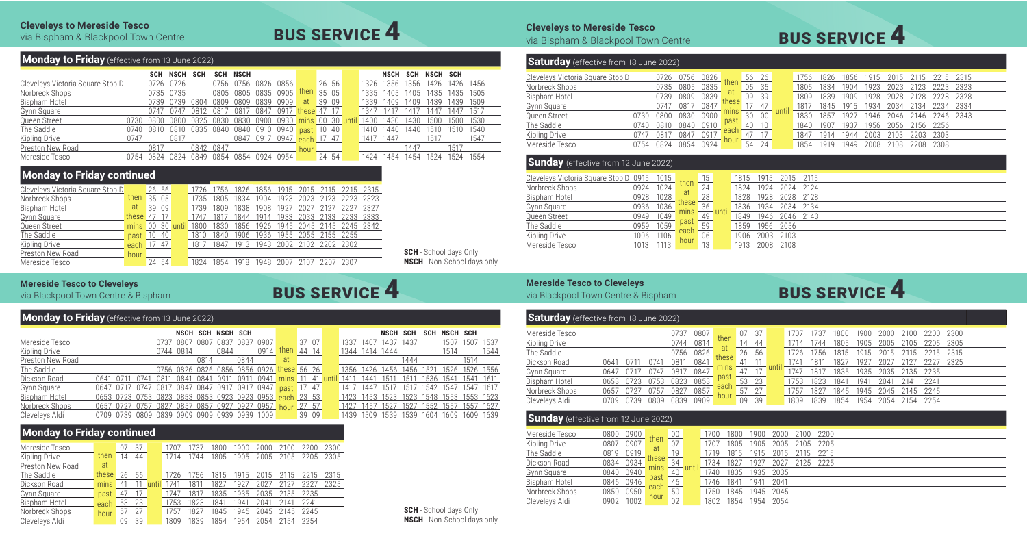# Cleveleys to Mereside Tesco
via Bispham & Blackpool Town Centre

# BUS SERVICE 4

## Monday to Friday (effective from 13 June 2022)

| | | SCH | NSCH | SCH | SCH | NSCH | | | | | | | | NSCH | SCH | NSCH | SCH | |
|---|---|---|---|---|---|---|---|---|---|---|---|---|---|---|---|---|---|---|
| Cleveleys Victoria Square Stop D | | 0726 | 0726 | | 0756 | 0756 | 0826 | 0856 | | 26 | 56 | | 1326 | 1356 | 1356 | 1426 | 1426 | 1456 |
| Norbreck Shops | | 0735 | 0735 | | 0805 | 0805 | 0835 | 0905 | then | 35 | 05 | | 1335 | 1405 | 1405 | 1435 | 1435 | 1505 |
| Bispham Hotel | | 0739 | 0739 | 0804 | 0809 | 0809 | 0839 | 0909 | at | 39 | 09 | | 1339 | 1409 | 1409 | 1439 | 1439 | 1509 |
| Gynn Square | | 0747 | 0747 | 0812 | 0817 | 0817 | 0847 | 0917 | these | 47 | 17 | | 1347 | 1417 | 1417 | 1447 | 1447 | 1517 |
| Queen Street | 0730 | 0800 | 0800 | 0825 | 0830 | 0830 | 0900 | 0930 | mins | 00 | 30 | until | 1400 | 1430 | 1430 | 1500 | 1500 | 1530 |
| The Saddle | 0740 | 0810 | 0810 | 0835 | 0840 | 0840 | 0910 | 0940 | past | 10 | 40 | | 1410 | 1440 | 1440 | 1510 | 1510 | 1540 |
| Kipling Drive | 0747 | | 0817 | | | 0847 | 0917 | 0947 | each | 17 | 47 | | 1417 | 1447 | | 1517 | | 1547 |
| Preston New Road | | 0817 | | 0842 | 0847 | | | | hour | | | | | | 1447 | | 1517 | |
| Mereside Tesco | 0754 | 0824 | 0824 | 0849 | 0854 | 0854 | 0924 | 0954 | | 24 | 54 | | 1424 | 1454 | 1454 | 1524 | 1524 | 1554 |

## Monday to Friday continued

| | | | | | | | | | | | | |
|---|---|---|---|---|---|---|---|---|---|---|---|---|
| Cleveleys Victoria Square Stop D | | 26 | 56 | | 1726 | 1756 | 1826 | 1856 | 1915 | 2015 | 2115 | 2215 | 2315 |
| Norbreck Shops | then | 35 | 05 | | 1735 | 1805 | 1834 | 1904 | 1923 | 2023 | 2123 | 2223 | 2323 |
| Bispham Hotel | at | 39 | 09 | | 1739 | 1809 | 1838 | 1908 | 1927 | 2027 | 2127 | 2227 | 2327 |
| Gynn Square | these | 47 | 17 | | 1747 | 1817 | 1844 | 1914 | 1933 | 2033 | 2133 | 2233 | 2333 |
| Queen Street | mins | 00 | 30 | until | 1800 | 1830 | 1856 | 1926 | 1945 | 2045 | 2145 | 2245 | 2342 |
| The Saddle | past | 10 | 40 | | 1810 | 1840 | 1906 | 1936 | 1955 | 2055 | 2155 | 2255 | |
| Kipling Drive | each | 17 | 47 | | 1817 | 1847 | 1913 | 1943 | 2002 | 2102 | 2202 | 2302 | |
| Preston New Road | hour | | | | | | | | | | | | |
| Mereside Tesco | | 24 | 54 | | 1824 | 1854 | 1918 | 1948 | 2007 | 2107 | 2207 | 2307 | |

**SCH** - School days Only
**NSCH** - Non-School days only

## Saturday (effective from 18 June 2022)

| | | | | | | | | | | | | | | | | |
|---|---|---|---|---|---|---|---|---|---|---|---|---|---|---|---|---|
| Cleveleys Victoria Square Stop D | | 0726 | 0756 | 0826 | then | 56 | 26 | | 1756 | 1826 | 1856 | 1915 | 2015 | 2115 | 2215 | 2315 |
| Norbreck Shops | | 0735 | 0805 | 0835 | at | 05 | 35 | | 1805 | 1834 | 1904 | 1923 | 2023 | 2123 | 2223 | 2323 |
| Bispham Hotel | | 0739 | 0809 | 0839 | these | 09 | 39 | | 1809 | 1839 | 1909 | 1928 | 2028 | 2128 | 2228 | 2328 |
| Gynn Square | | 0747 | 0817 | 0847 | mins | 17 | 47 | | 1817 | 1845 | 1915 | 1934 | 2034 | 2134 | 2234 | 2334 |
| Queen Street | 0730 | 0800 | 0830 | 0900 | past | 30 | 00 | until | 1830 | 1857 | 1927 | 1946 | 2046 | 2146 | 2246 | 2343 |
| The Saddle | 0740 | 0810 | 0840 | 0910 | each | 40 | 10 | | 1840 | 1907 | 1937 | 1956 | 2056 | 2156 | 2256 | |
| Kipling Drive | 0747 | 0817 | 0847 | 0917 | hour | 47 | 17 | | 1847 | 1914 | 1944 | 2003 | 2103 | 2203 | 2303 | |
| Mereside Tesco | 0754 | 0824 | 0854 | 0924 | | 54 | 24 | | 1854 | 1919 | 1949 | 2008 | 2108 | 2208 | 2308 | |

## Sunday (effective from 12 June 2022)

| | | | | | | | | | |
|---|---|---|---|---|---|---|---|---|---|
| Cleveleys Victoria Square Stop D | 0915 | 1015 | then | 15 | | 1815 | 1915 | 2015 | 2115 |
| Norbreck Shops | 0924 | 1024 | at | 24 | | 1824 | 1924 | 2024 | 2124 |
| Bispham Hotel | 0928 | 1028 | these | 28 | | 1828 | 1928 | 2028 | 2128 |
| Gynn Square | 0936 | 1036 | mins | 36 | | 1836 | 1934 | 2034 | 2134 |
| Queen Street | 0949 | 1049 | past | 49 | until | 1849 | 1946 | 2046 | 2143 |
| The Saddle | 0959 | 1059 | each | 59 | | 1859 | 1956 | 2056 | |
| Kipling Drive | 1006 | 1106 | hour | 06 | | 1906 | 2003 | 2103 | |
| Mereside Tesco | 1013 | 1113 | | 13 | | 1913 | 2008 | 2108 | |

# Mereside Tesco to Cleveleys
via Blackpool Town Centre & Bispham

# BUS SERVICE 4

## Monday to Friday (effective from 13 June 2022)

| | | | | | NSCH | SCH | NSCH | SCH | | | | | | | | | NSCH | SCH | SCH | NSCH | SCH | |
|---|---|---|---|---|---|---|---|---|---|---|---|---|---|---|---|---|---|---|---|---|---|---|
| Mereside Tesco | | | | 0737 | 0807 | 0807 | 0837 | 0837 | 0907 | | 37 | 07 | | 1337 | 1407 | 1437 | 1437 | | | 1507 | 1507 | 1537 |
| Kipling Drive | | | | 0744 | 0814 | | 0844 | | 0914 | then | 44 | 14 | | 1344 | 1414 | 1444 | | | | 1514 | | 1544 |
| Preston New Road | | | | | | 0814 | | 0844 | | at | | | | | | | 1444 | | | | 1514 | |
| The Saddle | | | | 0756 | 0826 | 0826 | 0856 | 0856 | 0926 | these | 56 | 26 | | 1356 | 1426 | 1456 | 1456 | 1521 | 1526 | 1526 | 1556 | |
| Dickson Road | 0641 | 0711 | 0741 | 0811 | 0841 | 0841 | 0911 | 0911 | 0941 | mins | 11 | 41 | until | 1411 | 1441 | 1511 | 1511 | 1536 | 1541 | 1541 | 1611 | |
| Gynn Square | 0647 | 0717 | 0747 | 0817 | 0847 | 0847 | 0917 | 0917 | 0947 | past | 17 | 47 | | 1417 | 1447 | 1517 | 1517 | 1542 | 1547 | 1547 | 1617 | |
| Bispham Hotel | 0653 | 0723 | 0753 | 0823 | 0853 | 0853 | 0923 | 0923 | 0953 | each | 23 | 53 | | 1423 | 1453 | 1523 | 1523 | 1548 | 1553 | 1553 | 1623 | |
| Norbreck Shops | 0657 | 0727 | 0757 | 0827 | 0857 | 0857 | 0927 | 0927 | 0957 | hour | 27 | 57 | | 1427 | 1457 | 1527 | 1527 | 1552 | 1557 | 1557 | 1627 | |
| Cleveleys Aldi | 0709 | 0739 | 0809 | 0839 | 0909 | 0909 | 0939 | 0939 | 1009 | | 39 | 09 | | 1439 | 1509 | 1539 | 1539 | 1604 | 1609 | 1609 | 1639 | |

## Monday to Friday continued

| | | | | | | | | | | | | |
|---|---|---|---|---|---|---|---|---|---|---|---|---|
| Mereside Tesco | | 07 | 37 | | 1707 | 1737 | 1800 | 1900 | 2000 | 2100 | 2200 | 2300 |
| Kipling Drive | then | 14 | 44 | | 1714 | 1744 | 1805 | 1905 | 2005 | 2105 | 2205 | 2305 |
| Preston New Road | at | | | | | | | | | | | |
| The Saddle | these | 26 | 56 | | 1726 | 1756 | 1815 | 1915 | 2015 | 2115 | 2215 | 2315 |
| Dickson Road | mins | 41 | 11 | until | 1741 | 1811 | 1827 | 1927 | 2027 | 2127 | 2227 | 2325 |
| Gynn Square | past | 47 | 17 | | 1747 | 1817 | 1835 | 1935 | 2035 | 2135 | 2235 | |
| Bispham Hotel | each | 53 | 23 | | 1753 | 1823 | 1841 | 1941 | 2041 | 2141 | 2241 | |
| Norbreck Shops | hour | 57 | 27 | | 1757 | 1827 | 1845 | 1945 | 2045 | 2145 | 2245 | |
| Cleveleys Aldi | | 09 | 39 | | 1809 | 1839 | 1854 | 1954 | 2054 | 2154 | 2254 | |

**SCH** - School days Only
**NSCH** - Non-School days only

## Saturday (effective from 18 June 2022)

| | | | | | | | | | | | | | | | | | |
|---|---|---|---|---|---|---|---|---|---|---|---|---|---|---|---|---|---|
| Mereside Tesco | | | | 0737 | 0807 | then | 07 | 37 | | 1707 | 1737 | 1800 | 1900 | 2000 | 2100 | 2200 | 2300 |
| Kipling Drive | | | | 0744 | 0814 | at | 14 | 44 | | 1714 | 1744 | 1805 | 1905 | 2005 | 2105 | 2205 | 2305 |
| The Saddle | | | | 0756 | 0826 | these | 26 | 56 | | 1726 | 1756 | 1815 | 1915 | 2015 | 2115 | 2215 | 2315 |
| Dickson Road | 0641 | 0711 | 0741 | 0811 | 0841 | mins | 41 | 11 | | 1741 | 1811 | 1827 | 1927 | 2027 | 2127 | 2227 | 2325 |
| Gynn Square | 0647 | 0717 | 0747 | 0817 | 0847 | past | 47 | 17 | until | 1747 | 1817 | 1835 | 1935 | 2035 | 2135 | 2235 | |
| Bispham Hotel | 0653 | 0723 | 0753 | 0823 | 0853 | each | 53 | 23 | | 1753 | 1823 | 1841 | 1941 | 2041 | 2141 | 2241 | |
| Norbreck Shops | 0657 | 0727 | 0757 | 0827 | 0857 | hour | 57 | 27 | | 1757 | 1827 | 1845 | 1945 | 2045 | 2145 | 2245 | |
| Cleveleys Aldi | 0709 | 0739 | 0809 | 0839 | 0909 | | 09 | 39 | | 1809 | 1839 | 1854 | 1954 | 2054 | 2154 | 2254 | |

## Sunday (effective from 12 June 2022)

| | | | | | | | | | | | |
|---|---|---|---|---|---|---|---|---|---|---|---|
| Mereside Tesco | 0800 | 0900 | then | 00 | | 1700 | 1800 | 1900 | 2000 | 2100 | 2200 |
| Kipling Drive | 0807 | 0907 | at | 07 | | 1707 | 1805 | 1905 | 2005 | 2105 | 2205 |
| The Saddle | 0819 | 0919 | these | 19 | | 1719 | 1815 | 1915 | 2015 | 2115 | 2215 |
| Dickson Road | 0834 | 0934 | mins | 34 | until | 1734 | 1827 | 1927 | 2027 | 2125 | 2225 |
| Gynn Square | 0840 | 0940 | past | 40 | | 1740 | 1835 | 1935 | 2035 | | |
| Bispham Hotel | 0846 | 0946 | each | 46 | | 1746 | 1841 | 1941 | 2041 | | |
| Norbreck Shops | 0850 | 0950 | hour | 50 | | 1750 | 1845 | 1945 | 2045 | | |
| Cleveleys Aldi | 0902 | 1002 | | 02 | | 1802 | 1854 | 1954 | 2054 | | |